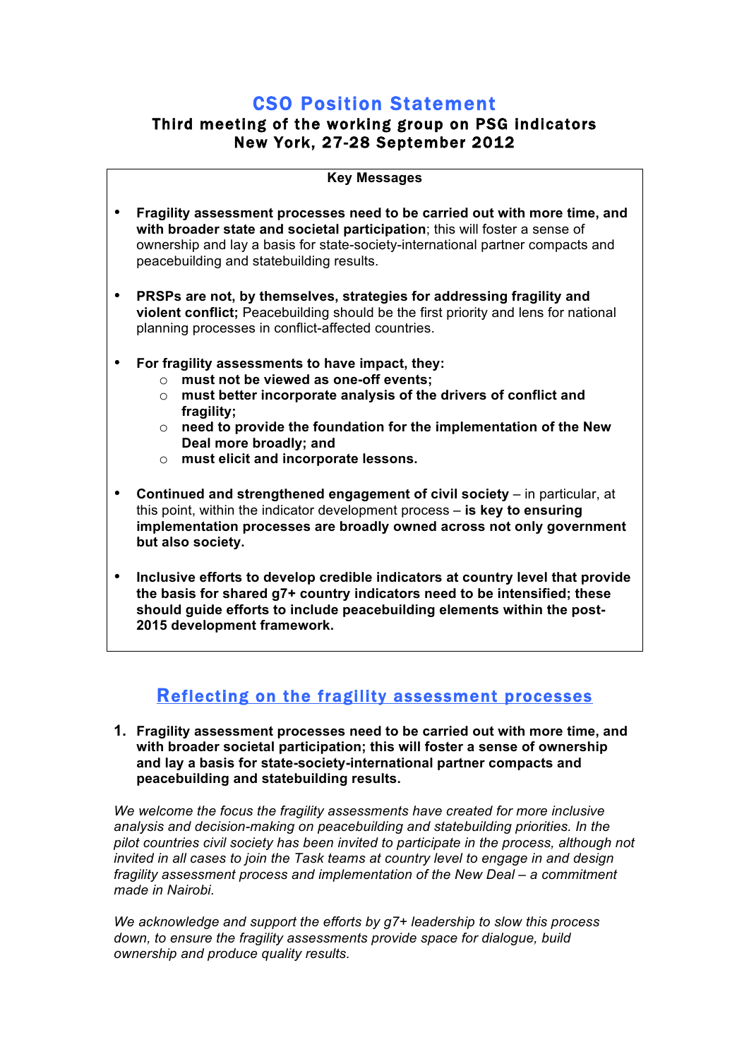# CSO Position Statement

## Third meeting of the working group on PSG indicators
## New York, 27-28 September 2012

**Key Messages**

- **Fragility assessment processes need to be carried out with more time, and with broader state and societal participation**; this will foster a sense of ownership and lay a basis for state-society-international partner compacts and peacebuilding and statebuilding results.

- **PRSPs are not, by themselves, strategies for addressing fragility and violent conflict;** Peacebuilding should be the first priority and lens for national planning processes in conflict-affected countries.

- **For fragility assessments to have impact, they:**
  - **must not be viewed as one-off events;**
  - **must better incorporate analysis of the drivers of conflict and fragility;**
  - **need to provide the foundation for the implementation of the New Deal more broadly; and**
  - **must elicit and incorporate lessons.**

- **Continued and strengthened engagement of civil society** – in particular, at this point, within the indicator development process – **is key to ensuring implementation processes are broadly owned across not only government but also society.**

- **Inclusive efforts to develop credible indicators at country level that provide the basis for shared g7+ country indicators need to be intensified; these should guide efforts to include peacebuilding elements within the post-2015 development framework.**

## Reflecting on the fragility assessment processes

1. **Fragility assessment processes need to be carried out with more time, and with broader societal participation; this will foster a sense of ownership and lay a basis for state-society-international partner compacts and peacebuilding and statebuilding results.**

*We welcome the focus the fragility assessments have created for more inclusive analysis and decision-making on peacebuilding and statebuilding priorities. In the pilot countries civil society has been invited to participate in the process, although not invited in all cases to join the Task teams at country level to engage in and design fragility assessment process and implementation of the New Deal – a commitment made in Nairobi.*

*We acknowledge and support the efforts by g7+ leadership to slow this process down, to ensure the fragility assessments provide space for dialogue, build ownership and produce quality results.*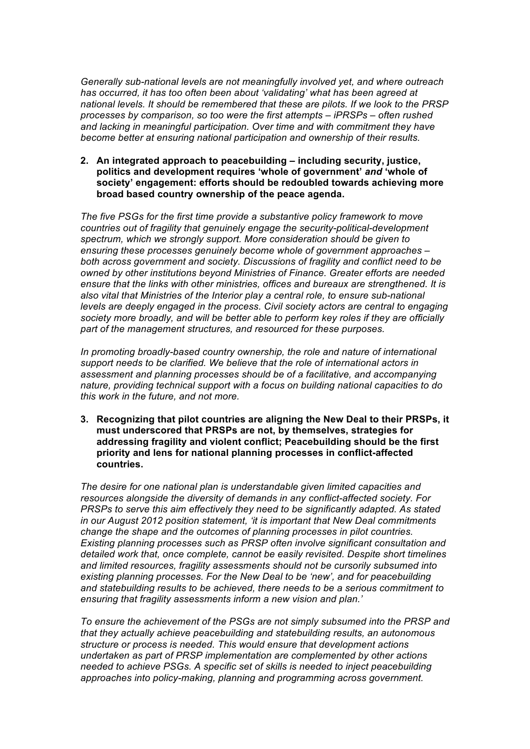*Generally sub-national levels are not meaningfully involved yet, and where outreach has occurred, it has too often been about 'validating' what has been agreed at national levels. It should be remembered that these are pilots. If we look to the PRSP processes by comparison, so too were the first attempts – iPRSPs – often rushed and lacking in meaningful participation. Over time and with commitment they have become better at ensuring national participation and ownership of their results.*

2. **An integrated approach to peacebuilding – including security, justice, politics and development requires 'whole of government' *and* 'whole of society' engagement: efforts should be redoubled towards achieving more broad based country ownership of the peace agenda.**

*The five PSGs for the first time provide a substantive policy framework to move countries out of fragility that genuinely engage the security-political-development spectrum, which we strongly support. More consideration should be given to ensuring these processes genuinely become whole of government approaches – both across government and society. Discussions of fragility and conflict need to be owned by other institutions beyond Ministries of Finance. Greater efforts are needed ensure that the links with other ministries, offices and bureaux are strengthened. It is also vital that Ministries of the Interior play a central role, to ensure sub-national levels are deeply engaged in the process. Civil society actors are central to engaging society more broadly, and will be better able to perform key roles if they are officially part of the management structures, and resourced for these purposes.*

*In promoting broadly-based country ownership, the role and nature of international support needs to be clarified. We believe that the role of international actors in assessment and planning processes should be of a facilitative, and accompanying nature, providing technical support with a focus on building national capacities to do this work in the future, and not more.*

3. **Recognizing that pilot countries are aligning the New Deal to their PRSPs, it must underscored that PRSPs are not, by themselves, strategies for addressing fragility and violent conflict; Peacebuilding should be the first priority and lens for national planning processes in conflict-affected countries.**

*The desire for one national plan is understandable given limited capacities and resources alongside the diversity of demands in any conflict-affected society. For PRSPs to serve this aim effectively they need to be significantly adapted. As stated in our August 2012 position statement, 'it is important that New Deal commitments change the shape and the outcomes of planning processes in pilot countries. Existing planning processes such as PRSP often involve significant consultation and detailed work that, once complete, cannot be easily revisited. Despite short timelines and limited resources, fragility assessments should not be cursorily subsumed into existing planning processes. For the New Deal to be 'new', and for peacebuilding and statebuilding results to be achieved, there needs to be a serious commitment to ensuring that fragility assessments inform a new vision and plan.'*

*To ensure the achievement of the PSGs are not simply subsumed into the PRSP and that they actually achieve peacebuilding and statebuilding results, an autonomous structure or process is needed. This would ensure that development actions undertaken as part of PRSP implementation are complemented by other actions needed to achieve PSGs. A specific set of skills is needed to inject peacebuilding approaches into policy-making, planning and programming across government.*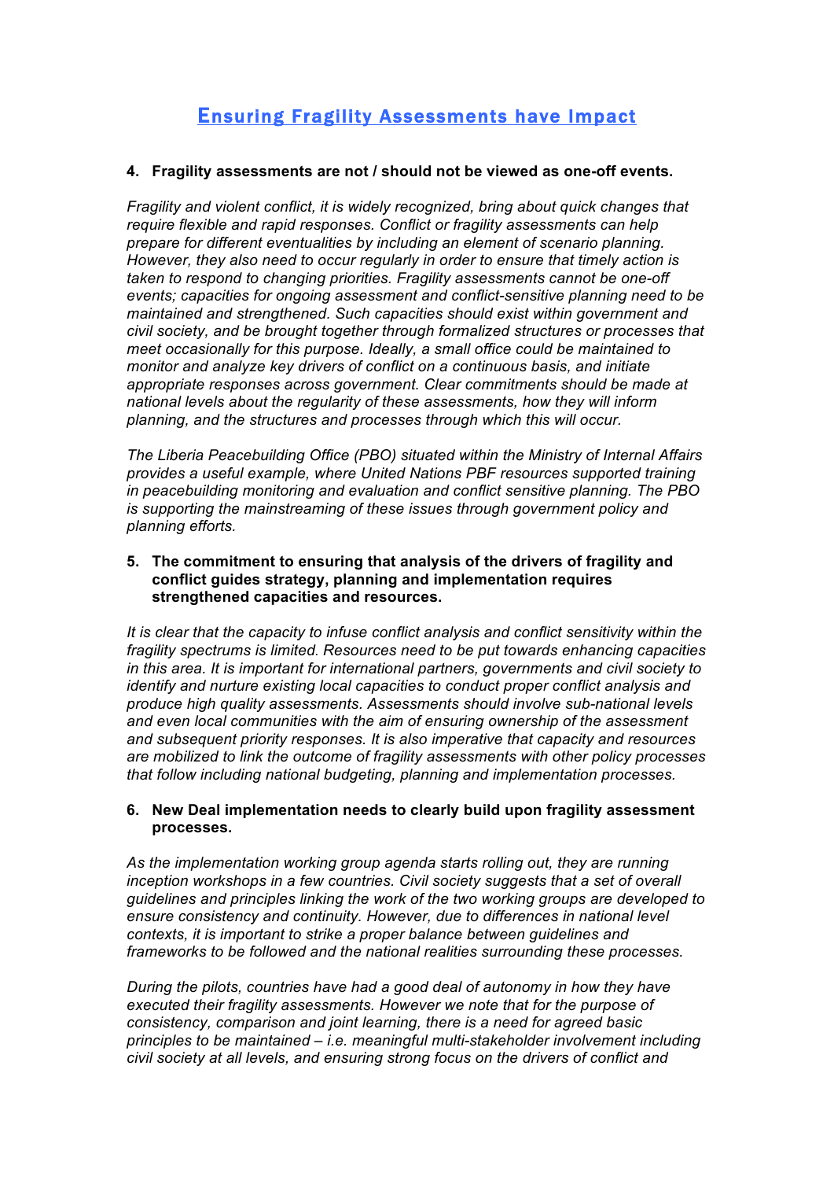## Ensuring Fragility Assessments have Impact

**4. Fragility assessments are not / should not be viewed as one-off events.**

*Fragility and violent conflict, it is widely recognized, bring about quick changes that require flexible and rapid responses. Conflict or fragility assessments can help prepare for different eventualities by including an element of scenario planning. However, they also need to occur regularly in order to ensure that timely action is taken to respond to changing priorities. Fragility assessments cannot be one-off events; capacities for ongoing assessment and conflict-sensitive planning need to be maintained and strengthened. Such capacities should exist within government and civil society, and be brought together through formalized structures or processes that meet occasionally for this purpose. Ideally, a small office could be maintained to monitor and analyze key drivers of conflict on a continuous basis, and initiate appropriate responses across government. Clear commitments should be made at national levels about the regularity of these assessments, how they will inform planning, and the structures and processes through which this will occur.*

*The Liberia Peacebuilding Office (PBO) situated within the Ministry of Internal Affairs provides a useful example, where United Nations PBF resources supported training in peacebuilding monitoring and evaluation and conflict sensitive planning. The PBO is supporting the mainstreaming of these issues through government policy and planning efforts.*

**5. The commitment to ensuring that analysis of the drivers of fragility and conflict guides strategy, planning and implementation requires strengthened capacities and resources.**

*It is clear that the capacity to infuse conflict analysis and conflict sensitivity within the fragility spectrums is limited. Resources need to be put towards enhancing capacities in this area. It is important for international partners, governments and civil society to identify and nurture existing local capacities to conduct proper conflict analysis and produce high quality assessments. Assessments should involve sub-national levels and even local communities with the aim of ensuring ownership of the assessment and subsequent priority responses. It is also imperative that capacity and resources are mobilized to link the outcome of fragility assessments with other policy processes that follow including national budgeting, planning and implementation processes.*

**6. New Deal implementation needs to clearly build upon fragility assessment processes.**

*As the implementation working group agenda starts rolling out, they are running inception workshops in a few countries. Civil society suggests that a set of overall guidelines and principles linking the work of the two working groups are developed to ensure consistency and continuity. However, due to differences in national level contexts, it is important to strike a proper balance between guidelines and frameworks to be followed and the national realities surrounding these processes.*

*During the pilots, countries have had a good deal of autonomy in how they have executed their fragility assessments. However we note that for the purpose of consistency, comparison and joint learning, there is a need for agreed basic principles to be maintained – i.e. meaningful multi-stakeholder involvement including civil society at all levels, and ensuring strong focus on the drivers of conflict and*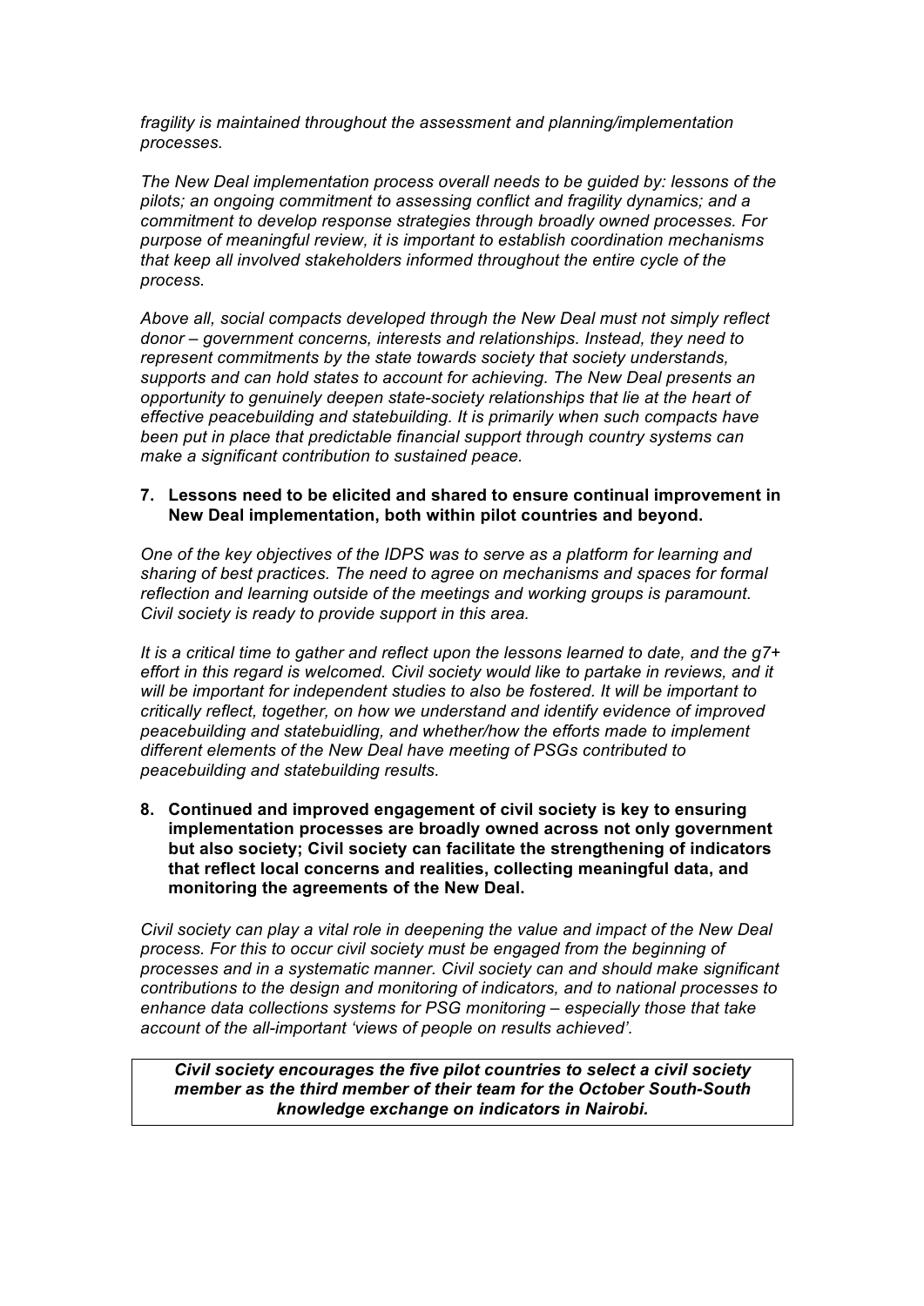*fragility is maintained throughout the assessment and planning/implementation processes.*

*The New Deal implementation process overall needs to be guided by: lessons of the pilots; an ongoing commitment to assessing conflict and fragility dynamics; and a commitment to develop response strategies through broadly owned processes. For purpose of meaningful review, it is important to establish coordination mechanisms that keep all involved stakeholders informed throughout the entire cycle of the process.*

*Above all, social compacts developed through the New Deal must not simply reflect donor – government concerns, interests and relationships. Instead, they need to represent commitments by the state towards society that society understands, supports and can hold states to account for achieving. The New Deal presents an opportunity to genuinely deepen state-society relationships that lie at the heart of effective peacebuilding and statebuilding. It is primarily when such compacts have been put in place that predictable financial support through country systems can make a significant contribution to sustained peace.*

7. **Lessons need to be elicited and shared to ensure continual improvement in New Deal implementation, both within pilot countries and beyond.**

*One of the key objectives of the IDPS was to serve as a platform for learning and sharing of best practices. The need to agree on mechanisms and spaces for formal reflection and learning outside of the meetings and working groups is paramount. Civil society is ready to provide support in this area.*

*It is a critical time to gather and reflect upon the lessons learned to date, and the g7+ effort in this regard is welcomed. Civil society would like to partake in reviews, and it will be important for independent studies to also be fostered. It will be important to critically reflect, together, on how we understand and identify evidence of improved peacebuilding and statebuidling, and whether/how the efforts made to implement different elements of the New Deal have meeting of PSGs contributed to peacebuilding and statebuilding results.*

8. **Continued and improved engagement of civil society is key to ensuring implementation processes are broadly owned across not only government but also society; Civil society can facilitate the strengthening of indicators that reflect local concerns and realities, collecting meaningful data, and monitoring the agreements of the New Deal.**

*Civil society can play a vital role in deepening the value and impact of the New Deal process. For this to occur civil society must be engaged from the beginning of processes and in a systematic manner. Civil society can and should make significant contributions to the design and monitoring of indicators, and to national processes to enhance data collections systems for PSG monitoring – especially those that take account of the all-important 'views of people on results achieved'.*

***Civil society encourages the five pilot countries to select a civil society member as the third member of their team for the October South-South knowledge exchange on indicators in Nairobi.***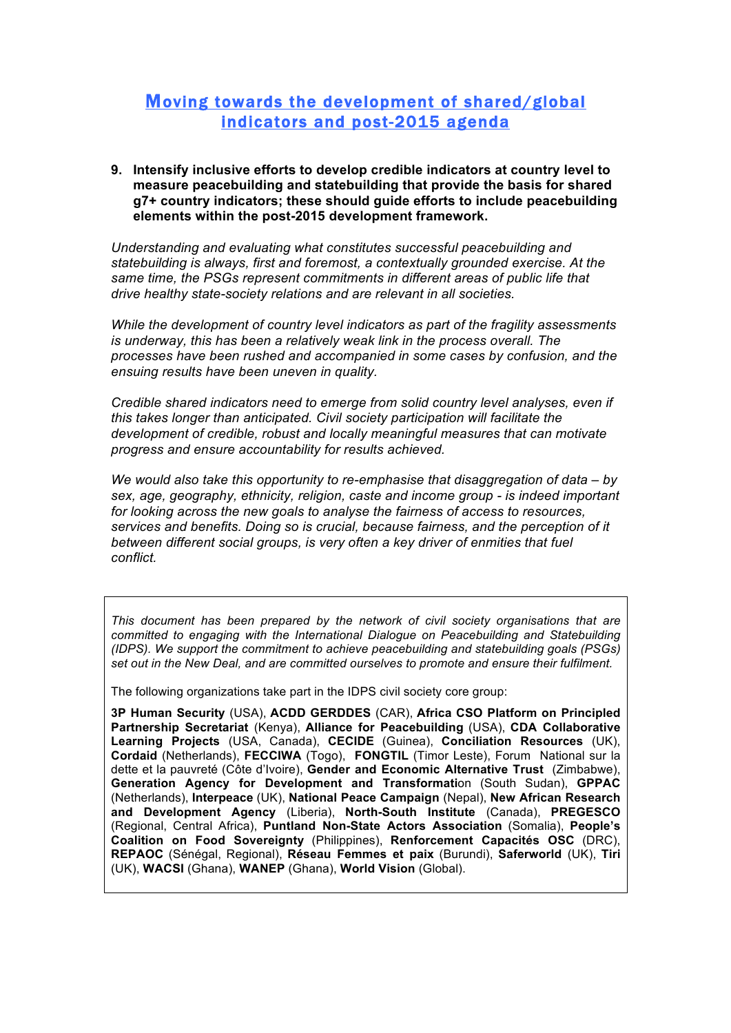## Moving towards the development of shared/global indicators and post-2015 agenda

9. **Intensify inclusive efforts to develop credible indicators at country level to measure peacebuilding and statebuilding that provide the basis for shared g7+ country indicators; these should guide efforts to include peacebuilding elements within the post-2015 development framework.**

*Understanding and evaluating what constitutes successful peacebuilding and statebuilding is always, first and foremost, a contextually grounded exercise. At the same time, the PSGs represent commitments in different areas of public life that drive healthy state-society relations and are relevant in all societies.*

*While the development of country level indicators as part of the fragility assessments is underway, this has been a relatively weak link in the process overall. The processes have been rushed and accompanied in some cases by confusion, and the ensuing results have been uneven in quality.*

*Credible shared indicators need to emerge from solid country level analyses, even if this takes longer than anticipated. Civil society participation will facilitate the development of credible, robust and locally meaningful measures that can motivate progress and ensure accountability for results achieved.*

*We would also take this opportunity to re-emphasise that disaggregation of data – by sex, age, geography, ethnicity, religion, caste and income group - is indeed important for looking across the new goals to analyse the fairness of access to resources, services and benefits. Doing so is crucial, because fairness, and the perception of it between different social groups, is very often a key driver of enmities that fuel conflict.*

---

*This document has been prepared by the network of civil society organisations that are committed to engaging with the International Dialogue on Peacebuilding and Statebuilding (IDPS). We support the commitment to achieve peacebuilding and statebuilding goals (PSGs) set out in the New Deal, and are committed ourselves to promote and ensure their fulfilment.*

The following organizations take part in the IDPS civil society core group:

**3P Human Security** (USA), **ACDD GERDDES** (CAR), **Africa CSO Platform on Principled Partnership Secretariat** (Kenya), **Alliance for Peacebuilding** (USA), **CDA Collaborative Learning Projects** (USA, Canada), **CECIDE** (Guinea), **Conciliation Resources** (UK), **Cordaid** (Netherlands), **FECCIWA** (Togo), **FONGTIL** (Timor Leste), Forum National sur la dette et la pauvreté (Côte d'Ivoire), **Gender and Economic Alternative Trust** (Zimbabwe), **Generation Agency for Development and Transformati**on (South Sudan), **GPPAC** (Netherlands), **Interpeace** (UK), **National Peace Campaign** (Nepal), **New African Research and Development Agency** (Liberia), **North-South Institute** (Canada), **PREGESCO** (Regional, Central Africa), **Puntland Non-State Actors Association** (Somalia), **People's Coalition on Food Sovereignty** (Philippines), **Renforcement Capacités OSC** (DRC), **REPAOC** (Sénégal, Regional), **Réseau Femmes et paix** (Burundi), **Saferworld** (UK), **Tiri** (UK), **WACSI** (Ghana), **WANEP** (Ghana), **World Vision** (Global).